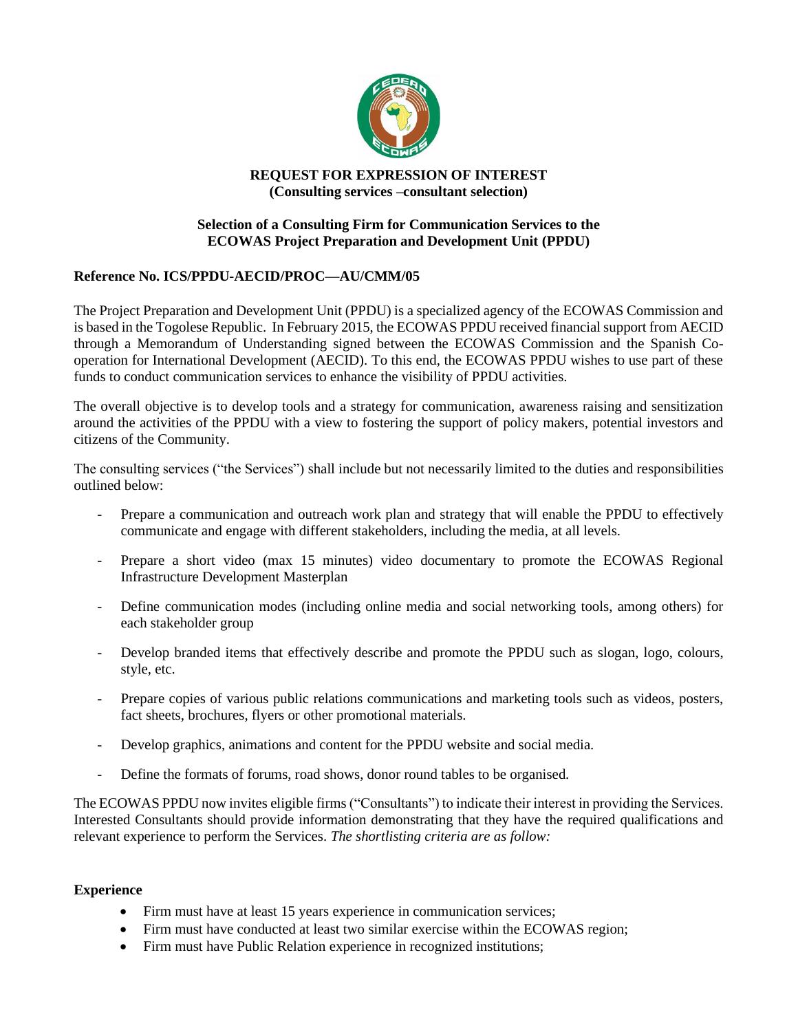**REQUEST FOR EXPRESSION OF INTEREST**
**(Consulting services –consultant selection)**

**Selection of a Consulting Firm for Communication Services to the ECOWAS Project Preparation and Development Unit (PPDU)**

**Reference No. ICS/PPDU-AECID/PROC—AU/CMM/05**

The Project Preparation and Development Unit (PPDU) is a specialized agency of the ECOWAS Commission and is based in the Togolese Republic. In February 2015, the ECOWAS PPDU received financial support from AECID through a Memorandum of Understanding signed between the ECOWAS Commission and the Spanish Co-operation for International Development (AECID). To this end, the ECOWAS PPDU wishes to use part of these funds to conduct communication services to enhance the visibility of PPDU activities.

The overall objective is to develop tools and a strategy for communication, awareness raising and sensitization around the activities of the PPDU with a view to fostering the support of policy makers, potential investors and citizens of the Community.

The consulting services ("the Services") shall include but not necessarily limited to the duties and responsibilities outlined below:

- Prepare a communication and outreach work plan and strategy that will enable the PPDU to effectively communicate and engage with different stakeholders, including the media, at all levels.
- Prepare a short video (max 15 minutes) video documentary to promote the ECOWAS Regional Infrastructure Development Masterplan
- Define communication modes (including online media and social networking tools, among others) for each stakeholder group
- Develop branded items that effectively describe and promote the PPDU such as slogan, logo, colours, style, etc.
- Prepare copies of various public relations communications and marketing tools such as videos, posters, fact sheets, brochures, flyers or other promotional materials.
- Develop graphics, animations and content for the PPDU website and social media.
- Define the formats of forums, road shows, donor round tables to be organised.

The ECOWAS PPDU now invites eligible firms ("Consultants") to indicate their interest in providing the Services. Interested Consultants should provide information demonstrating that they have the required qualifications and relevant experience to perform the Services. *The shortlisting criteria are as follow:*

**Experience**

- Firm must have at least 15 years experience in communication services;
- Firm must have conducted at least two similar exercise within the ECOWAS region;
- Firm must have Public Relation experience in recognized institutions;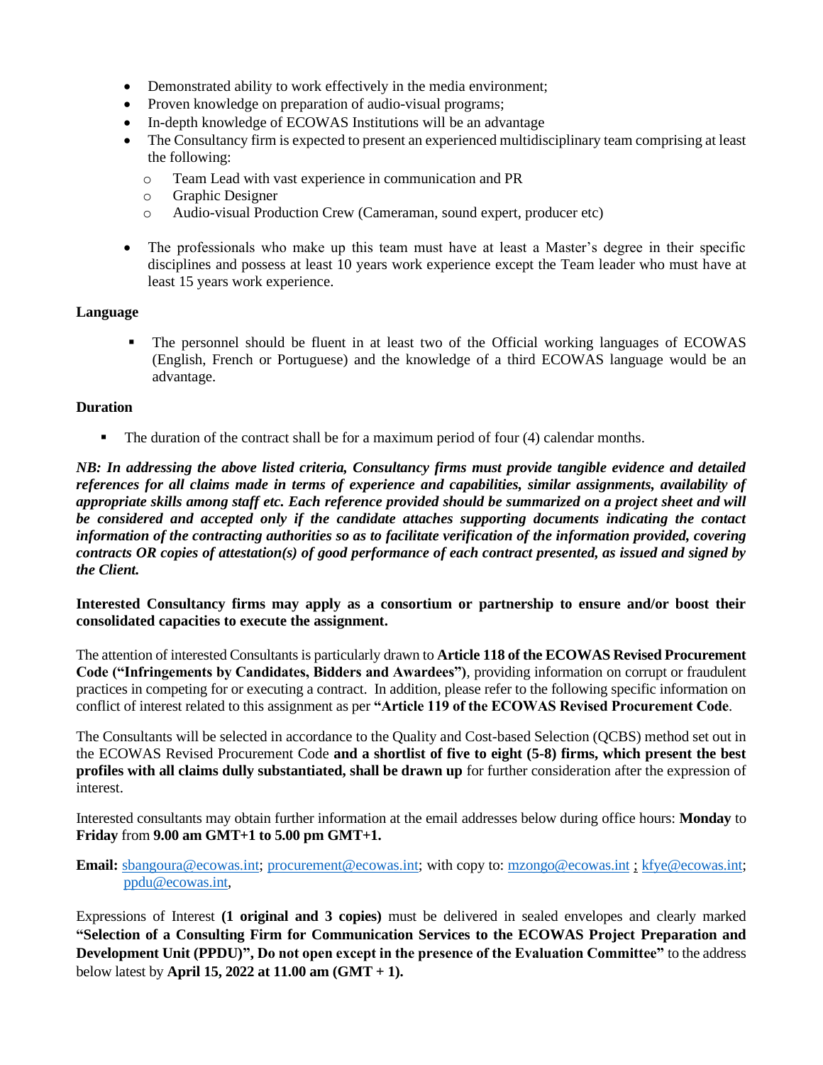- Demonstrated ability to work effectively in the media environment;
- Proven knowledge on preparation of audio-visual programs;
- In-depth knowledge of ECOWAS Institutions will be an advantage
- The Consultancy firm is expected to present an experienced multidisciplinary team comprising at least the following:
    - Team Lead with vast experience in communication and PR
    - Graphic Designer
    - Audio-visual Production Crew (Cameraman, sound expert, producer etc)
- The professionals who make up this team must have at least a Master's degree in their specific disciplines and possess at least 10 years work experience except the Team leader who must have at least 15 years work experience.

**Language**

- The personnel should be fluent in at least two of the Official working languages of ECOWAS (English, French or Portuguese) and the knowledge of a third ECOWAS language would be an advantage.

**Duration**

- The duration of the contract shall be for a maximum period of four (4) calendar months.

***NB: In addressing the above listed criteria, Consultancy firms must provide tangible evidence and detailed references for all claims made in terms of experience and capabilities, similar assignments, availability of appropriate skills among staff etc. Each reference provided should be summarized on a project sheet and will be considered and accepted only if the candidate attaches supporting documents indicating the contact information of the contracting authorities so as to facilitate verification of the information provided, covering contracts OR copies of attestation(s) of good performance of each contract presented, as issued and signed by the Client.***

**Interested Consultancy firms may apply as a consortium or partnership to ensure and/or boost their consolidated capacities to execute the assignment.**

The attention of interested Consultants is particularly drawn to **Article 118 of the ECOWAS Revised Procurement Code ("Infringements by Candidates, Bidders and Awardees")**, providing information on corrupt or fraudulent practices in competing for or executing a contract. In addition, please refer to the following specific information on conflict of interest related to this assignment as per **"Article 119 of the ECOWAS Revised Procurement Code**.

The Consultants will be selected in accordance to the Quality and Cost-based Selection (QCBS) method set out in the ECOWAS Revised Procurement Code **and a shortlist of five to eight (5-8) firms, which present the best profiles with all claims dully substantiated, shall be drawn up** for further consideration after the expression of interest.

Interested consultants may obtain further information at the email addresses below during office hours: **Monday** to **Friday** from **9.00 am GMT+1 to 5.00 pm GMT+1.**

**Email:** sbangoura@ecowas.int; procurement@ecowas.int; with copy to: mzongo@ecowas.int ; kfye@ecowas.int; ppdu@ecowas.int,

Expressions of Interest **(1 original and 3 copies)** must be delivered in sealed envelopes and clearly marked **"Selection of a Consulting Firm for Communication Services to the ECOWAS Project Preparation and Development Unit (PPDU)", Do not open except in the presence of the Evaluation Committee"** to the address below latest by **April 15, 2022 at 11.00 am (GMT + 1).**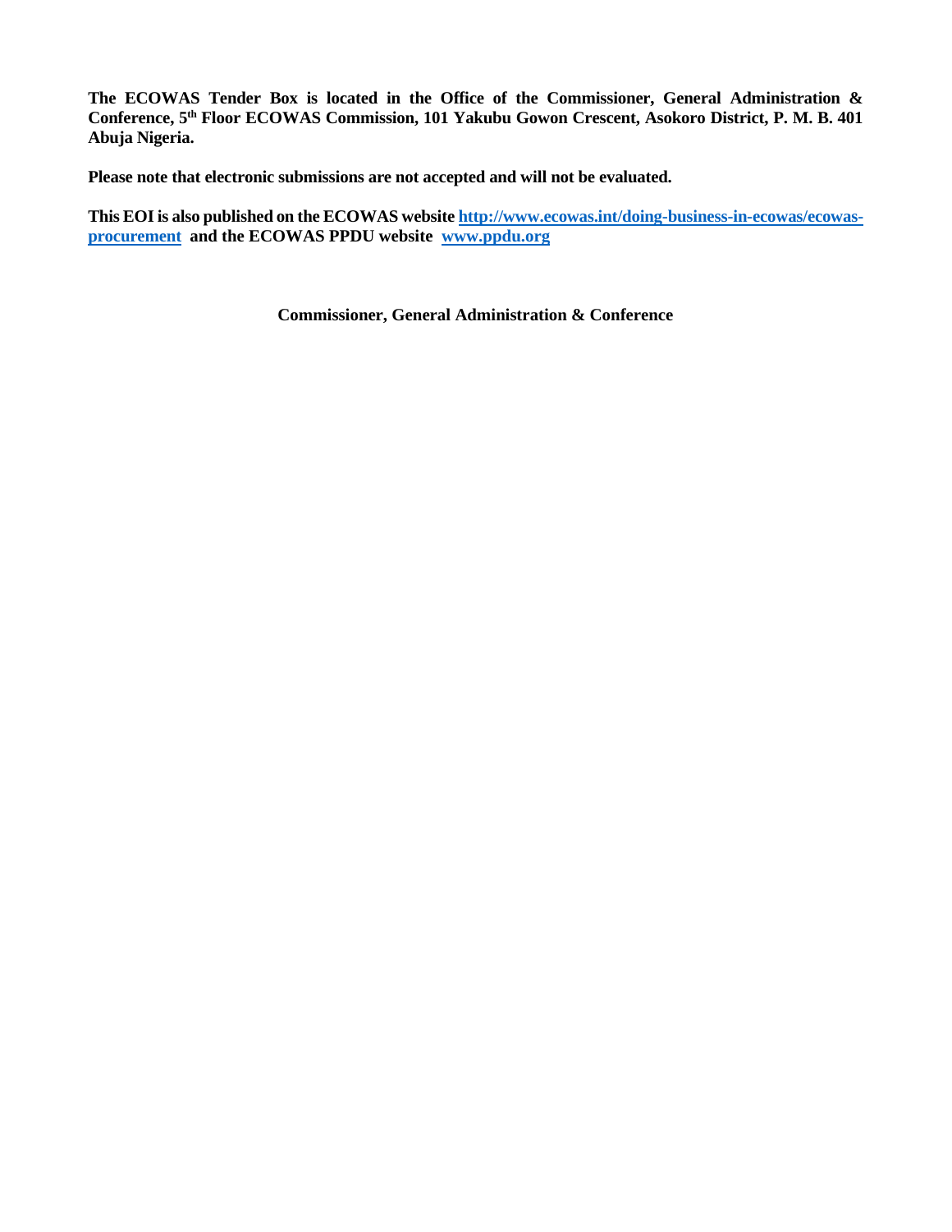**The ECOWAS Tender Box is located in the Office of the Commissioner, General Administration & Conference, 5th Floor ECOWAS Commission, 101 Yakubu Gowon Crescent, Asokoro District, P. M. B. 401 Abuja Nigeria.**

**Please note that electronic submissions are not accepted and will not be evaluated.**

**This EOI is also published on the ECOWAS website [http://www.ecowas.int/doing-business-in-ecowas/ecowas-procurement](http://www.ecowas.int/doing-business-in-ecowas/ecowas-procurement) and the ECOWAS PPDU website [www.ppdu.org](www.ppdu.org)**

**Commissioner, General Administration & Conference**